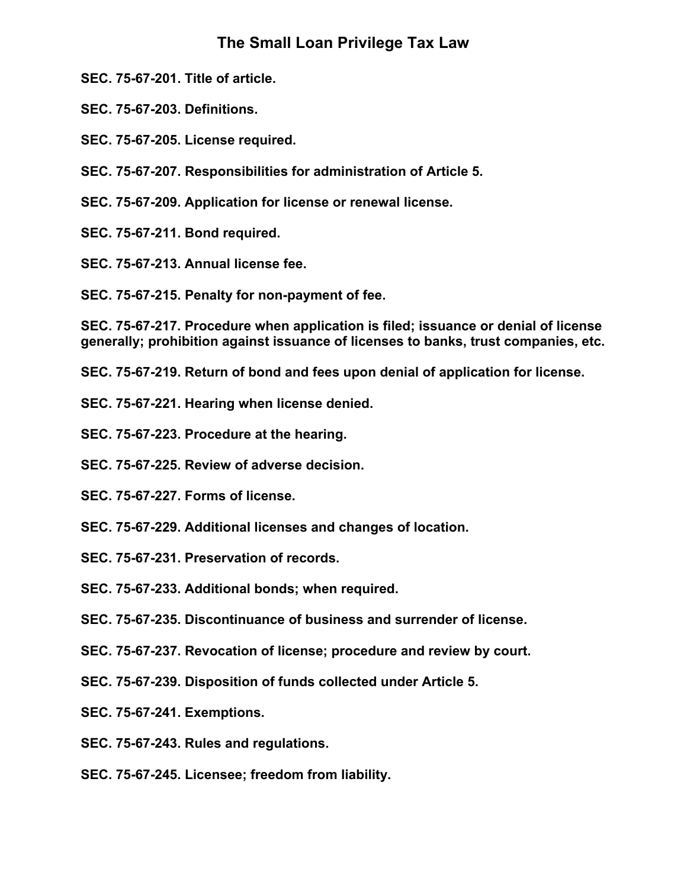# The Small Loan Privilege Tax Law

**SEC. 75-67-201. Title of article.**

**SEC. 75-67-203. Definitions.**

**SEC. 75-67-205. License required.**

**SEC. 75-67-207. Responsibilities for administration of Article 5.**

**SEC. 75-67-209. Application for license or renewal license.**

**SEC. 75-67-211. Bond required.**

**SEC. 75-67-213. Annual license fee.**

**SEC. 75-67-215. Penalty for non-payment of fee.**

**SEC. 75-67-217. Procedure when application is filed; issuance or denial of license generally; prohibition against issuance of licenses to banks, trust companies, etc.**

**SEC. 75-67-219. Return of bond and fees upon denial of application for license.**

**SEC. 75-67-221. Hearing when license denied.**

**SEC. 75-67-223. Procedure at the hearing.**

**SEC. 75-67-225. Review of adverse decision.**

**SEC. 75-67-227. Forms of license.**

**SEC. 75-67-229. Additional licenses and changes of location.**

**SEC. 75-67-231. Preservation of records.**

**SEC. 75-67-233. Additional bonds; when required.**

**SEC. 75-67-235. Discontinuance of business and surrender of license.**

**SEC. 75-67-237. Revocation of license; procedure and review by court.**

**SEC. 75-67-239. Disposition of funds collected under Article 5.**

**SEC. 75-67-241. Exemptions.**

**SEC. 75-67-243. Rules and regulations.**

**SEC. 75-67-245. Licensee; freedom from liability.**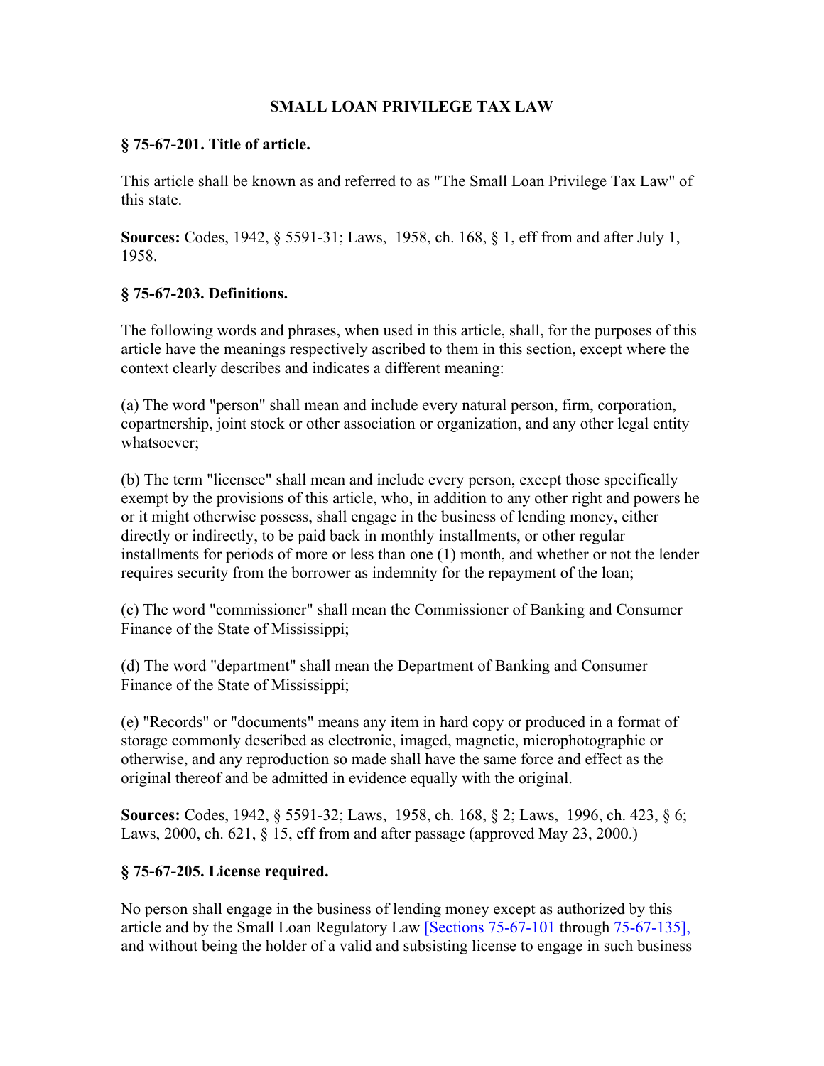# SMALL LOAN PRIVILEGE TAX LAW

## § 75-67-201. Title of article.

This article shall be known as and referred to as "The Small Loan Privilege Tax Law" of this state.

**Sources:** Codes, 1942, § 5591-31; Laws, 1958, ch. 168, § 1, eff from and after July 1, 1958.

## § 75-67-203. Definitions.

The following words and phrases, when used in this article, shall, for the purposes of this article have the meanings respectively ascribed to them in this section, except where the context clearly describes and indicates a different meaning:

(a) The word "person" shall mean and include every natural person, firm, corporation, copartnership, joint stock or other association or organization, and any other legal entity whatsoever;

(b) The term "licensee" shall mean and include every person, except those specifically exempt by the provisions of this article, who, in addition to any other right and powers he or it might otherwise possess, shall engage in the business of lending money, either directly or indirectly, to be paid back in monthly installments, or other regular installments for periods of more or less than one (1) month, and whether or not the lender requires security from the borrower as indemnity for the repayment of the loan;

(c) The word "commissioner" shall mean the Commissioner of Banking and Consumer Finance of the State of Mississippi;

(d) The word "department" shall mean the Department of Banking and Consumer Finance of the State of Mississippi;

(e) "Records" or "documents" means any item in hard copy or produced in a format of storage commonly described as electronic, imaged, magnetic, microphotographic or otherwise, and any reproduction so made shall have the same force and effect as the original thereof and be admitted in evidence equally with the original.

**Sources:** Codes, 1942, § 5591-32; Laws, 1958, ch. 168, § 2; Laws, 1996, ch. 423, § 6; Laws, 2000, ch. 621, § 15, eff from and after passage (approved May 23, 2000.)

## § 75-67-205. License required.

No person shall engage in the business of lending money except as authorized by this article and by the Small Loan Regulatory Law [Sections 75-67-101 through 75-67-135], and without being the holder of a valid and subsisting license to engage in such business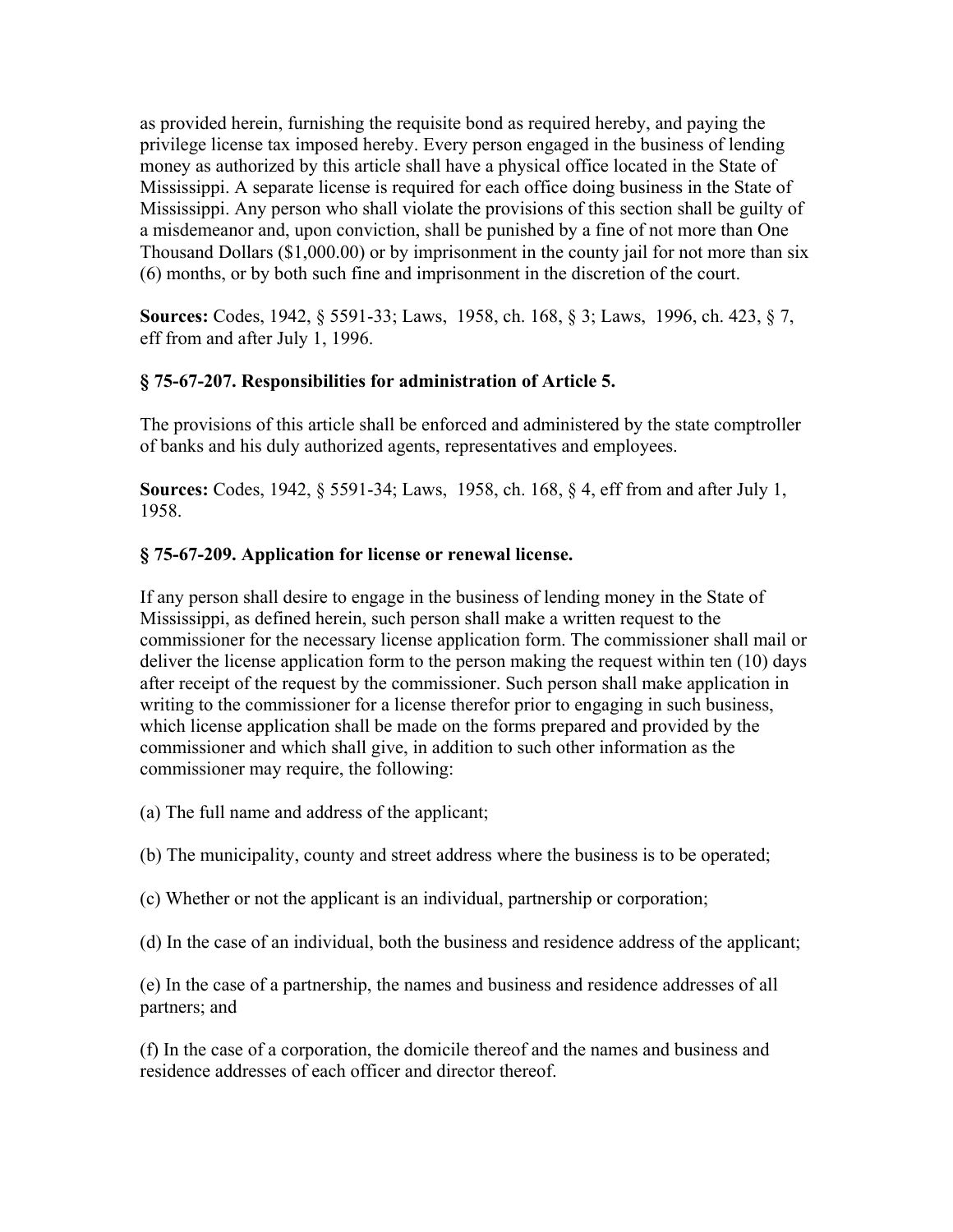as provided herein, furnishing the requisite bond as required hereby, and paying the privilege license tax imposed hereby. Every person engaged in the business of lending money as authorized by this article shall have a physical office located in the State of Mississippi. A separate license is required for each office doing business in the State of Mississippi. Any person who shall violate the provisions of this section shall be guilty of a misdemeanor and, upon conviction, shall be punished by a fine of not more than One Thousand Dollars ($1,000.00) or by imprisonment in the county jail for not more than six (6) months, or by both such fine and imprisonment in the discretion of the court.

**Sources:** Codes, 1942, § 5591-33; Laws, 1958, ch. 168, § 3; Laws, 1996, ch. 423, § 7, eff from and after July 1, 1996.

### § 75-67-207. Responsibilities for administration of Article 5.

The provisions of this article shall be enforced and administered by the state comptroller of banks and his duly authorized agents, representatives and employees.

**Sources:** Codes, 1942, § 5591-34; Laws, 1958, ch. 168, § 4, eff from and after July 1, 1958.

### § 75-67-209. Application for license or renewal license.

If any person shall desire to engage in the business of lending money in the State of Mississippi, as defined herein, such person shall make a written request to the commissioner for the necessary license application form. The commissioner shall mail or deliver the license application form to the person making the request within ten (10) days after receipt of the request by the commissioner. Such person shall make application in writing to the commissioner for a license therefor prior to engaging in such business, which license application shall be made on the forms prepared and provided by the commissioner and which shall give, in addition to such other information as the commissioner may require, the following:

(a) The full name and address of the applicant;

(b) The municipality, county and street address where the business is to be operated;

(c) Whether or not the applicant is an individual, partnership or corporation;

(d) In the case of an individual, both the business and residence address of the applicant;

(e) In the case of a partnership, the names and business and residence addresses of all partners; and

(f) In the case of a corporation, the domicile thereof and the names and business and residence addresses of each officer and director thereof.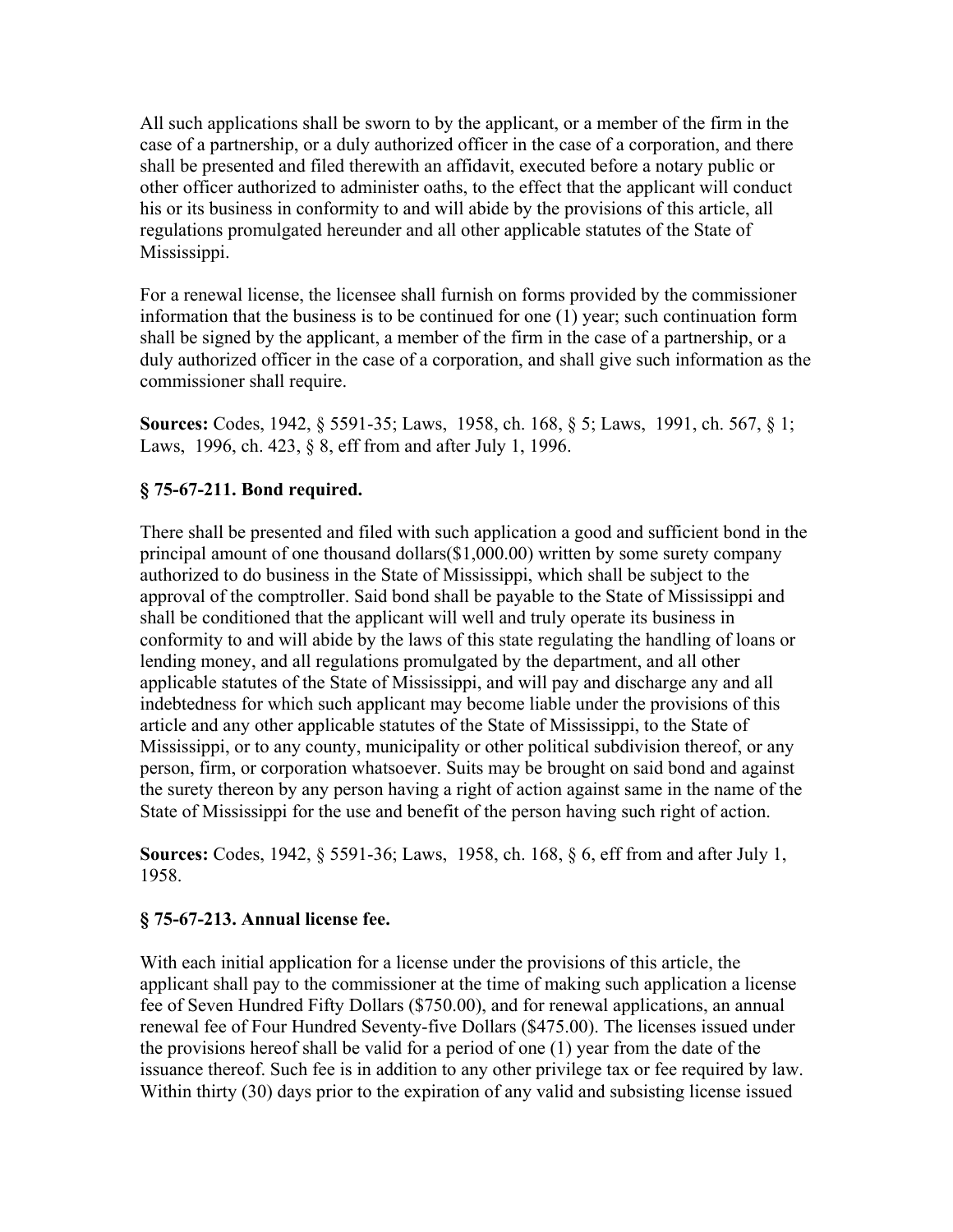All such applications shall be sworn to by the applicant, or a member of the firm in the case of a partnership, or a duly authorized officer in the case of a corporation, and there shall be presented and filed therewith an affidavit, executed before a notary public or other officer authorized to administer oaths, to the effect that the applicant will conduct his or its business in conformity to and will abide by the provisions of this article, all regulations promulgated hereunder and all other applicable statutes of the State of Mississippi.

For a renewal license, the licensee shall furnish on forms provided by the commissioner information that the business is to be continued for one (1) year; such continuation form shall be signed by the applicant, a member of the firm in the case of a partnership, or a duly authorized officer in the case of a corporation, and shall give such information as the commissioner shall require.

**Sources:** Codes, 1942, § 5591-35; Laws, 1958, ch. 168, § 5; Laws, 1991, ch. 567, § 1; Laws, 1996, ch. 423, § 8, eff from and after July 1, 1996.

### § 75-67-211. Bond required.

There shall be presented and filed with such application a good and sufficient bond in the principal amount of one thousand dollars($1,000.00) written by some surety company authorized to do business in the State of Mississippi, which shall be subject to the approval of the comptroller. Said bond shall be payable to the State of Mississippi and shall be conditioned that the applicant will well and truly operate its business in conformity to and will abide by the laws of this state regulating the handling of loans or lending money, and all regulations promulgated by the department, and all other applicable statutes of the State of Mississippi, and will pay and discharge any and all indebtedness for which such applicant may become liable under the provisions of this article and any other applicable statutes of the State of Mississippi, to the State of Mississippi, or to any county, municipality or other political subdivision thereof, or any person, firm, or corporation whatsoever. Suits may be brought on said bond and against the surety thereon by any person having a right of action against same in the name of the State of Mississippi for the use and benefit of the person having such right of action.

**Sources:** Codes, 1942, § 5591-36; Laws, 1958, ch. 168, § 6, eff from and after July 1, 1958.

### § 75-67-213. Annual license fee.

With each initial application for a license under the provisions of this article, the applicant shall pay to the commissioner at the time of making such application a license fee of Seven Hundred Fifty Dollars ($750.00), and for renewal applications, an annual renewal fee of Four Hundred Seventy-five Dollars ($475.00). The licenses issued under the provisions hereof shall be valid for a period of one (1) year from the date of the issuance thereof. Such fee is in addition to any other privilege tax or fee required by law. Within thirty (30) days prior to the expiration of any valid and subsisting license issued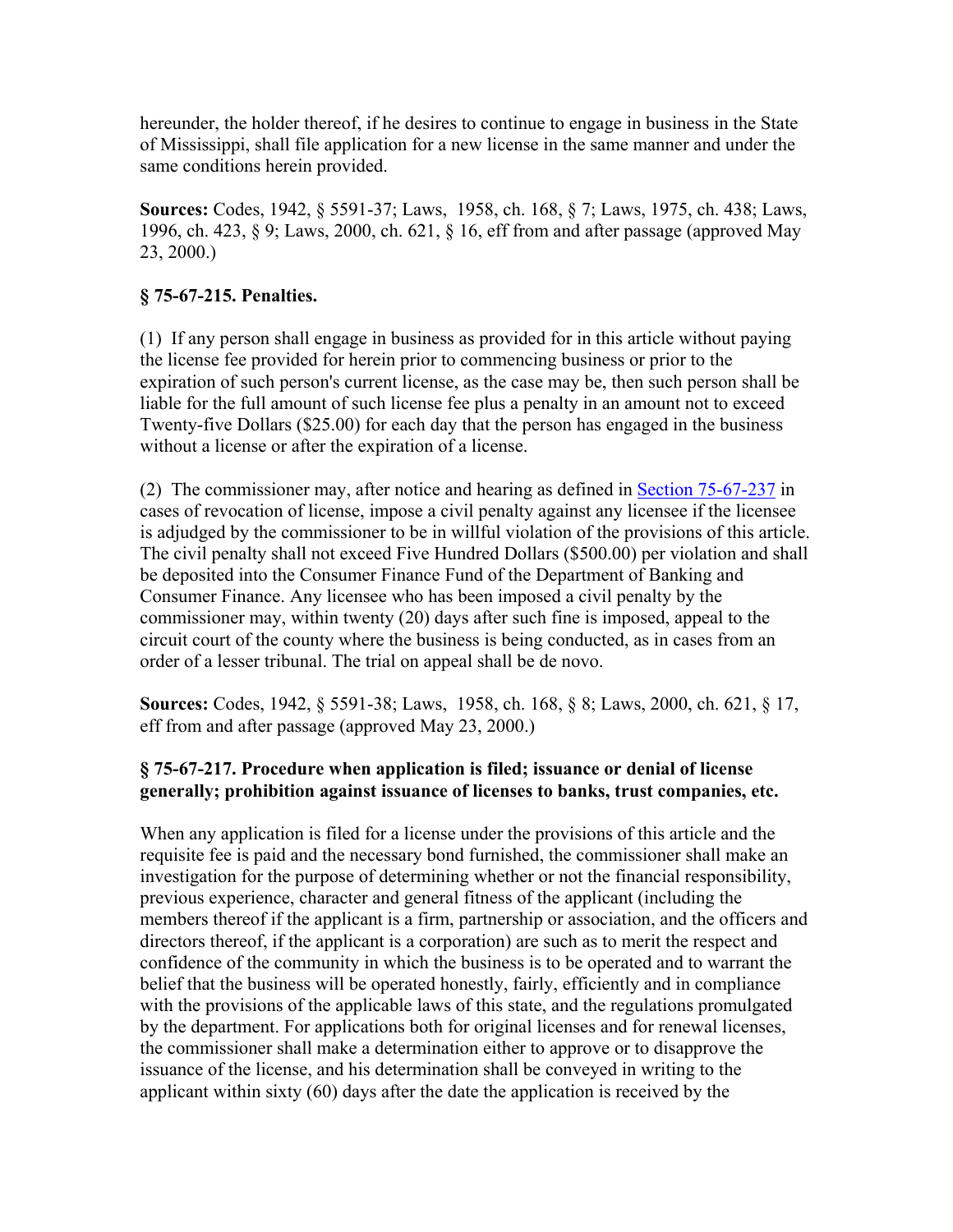hereunder, the holder thereof, if he desires to continue to engage in business in the State of Mississippi, shall file application for a new license in the same manner and under the same conditions herein provided.

**Sources:** Codes, 1942, § 5591-37; Laws, 1958, ch. 168, § 7; Laws, 1975, ch. 438; Laws, 1996, ch. 423, § 9; Laws, 2000, ch. 621, § 16, eff from and after passage (approved May 23, 2000.)

### § 75-67-215. Penalties.

(1) If any person shall engage in business as provided for in this article without paying the license fee provided for herein prior to commencing business or prior to the expiration of such person's current license, as the case may be, then such person shall be liable for the full amount of such license fee plus a penalty in an amount not to exceed Twenty-five Dollars ($25.00) for each day that the person has engaged in the business without a license or after the expiration of a license.

(2) The commissioner may, after notice and hearing as defined in Section 75-67-237 in cases of revocation of license, impose a civil penalty against any licensee if the licensee is adjudged by the commissioner to be in willful violation of the provisions of this article. The civil penalty shall not exceed Five Hundred Dollars ($500.00) per violation and shall be deposited into the Consumer Finance Fund of the Department of Banking and Consumer Finance. Any licensee who has been imposed a civil penalty by the commissioner may, within twenty (20) days after such fine is imposed, appeal to the circuit court of the county where the business is being conducted, as in cases from an order of a lesser tribunal. The trial on appeal shall be de novo.

**Sources:** Codes, 1942, § 5591-38; Laws, 1958, ch. 168, § 8; Laws, 2000, ch. 621, § 17, eff from and after passage (approved May 23, 2000.)

### § 75-67-217. Procedure when application is filed; issuance or denial of license generally; prohibition against issuance of licenses to banks, trust companies, etc.

When any application is filed for a license under the provisions of this article and the requisite fee is paid and the necessary bond furnished, the commissioner shall make an investigation for the purpose of determining whether or not the financial responsibility, previous experience, character and general fitness of the applicant (including the members thereof if the applicant is a firm, partnership or association, and the officers and directors thereof, if the applicant is a corporation) are such as to merit the respect and confidence of the community in which the business is to be operated and to warrant the belief that the business will be operated honestly, fairly, efficiently and in compliance with the provisions of the applicable laws of this state, and the regulations promulgated by the department. For applications both for original licenses and for renewal licenses, the commissioner shall make a determination either to approve or to disapprove the issuance of the license, and his determination shall be conveyed in writing to the applicant within sixty (60) days after the date the application is received by the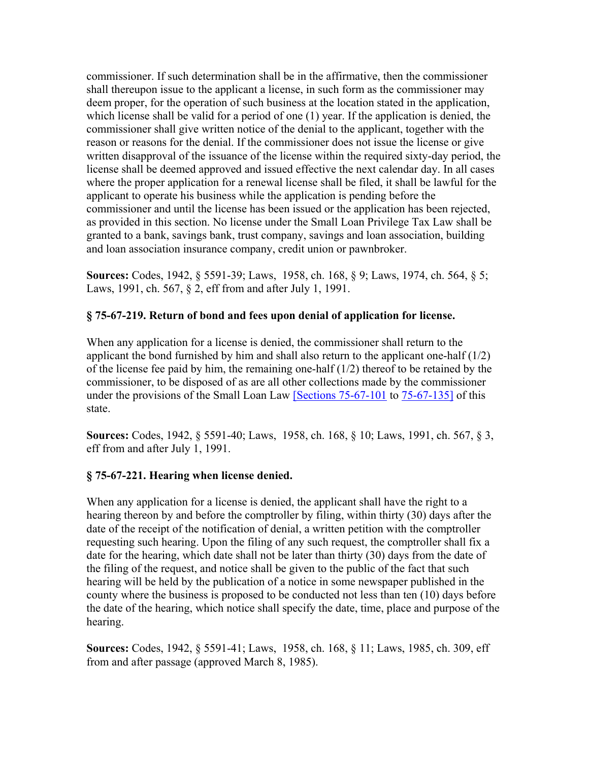commissioner. If such determination shall be in the affirmative, then the commissioner shall thereupon issue to the applicant a license, in such form as the commissioner may deem proper, for the operation of such business at the location stated in the application, which license shall be valid for a period of one (1) year. If the application is denied, the commissioner shall give written notice of the denial to the applicant, together with the reason or reasons for the denial. If the commissioner does not issue the license or give written disapproval of the issuance of the license within the required sixty-day period, the license shall be deemed approved and issued effective the next calendar day. In all cases where the proper application for a renewal license shall be filed, it shall be lawful for the applicant to operate his business while the application is pending before the commissioner and until the license has been issued or the application has been rejected, as provided in this section. No license under the Small Loan Privilege Tax Law shall be granted to a bank, savings bank, trust company, savings and loan association, building and loan association insurance company, credit union or pawnbroker.

**Sources:** Codes, 1942, § 5591-39; Laws, 1958, ch. 168, § 9; Laws, 1974, ch. 564, § 5; Laws, 1991, ch. 567, § 2, eff from and after July 1, 1991.

### § 75-67-219. Return of bond and fees upon denial of application for license.

When any application for a license is denied, the commissioner shall return to the applicant the bond furnished by him and shall also return to the applicant one-half (1/2) of the license fee paid by him, the remaining one-half (1/2) thereof to be retained by the commissioner, to be disposed of as are all other collections made by the commissioner under the provisions of the Small Loan Law [Sections 75-67-101 to 75-67-135] of this state.

**Sources:** Codes, 1942, § 5591-40; Laws, 1958, ch. 168, § 10; Laws, 1991, ch. 567, § 3, eff from and after July 1, 1991.

### § 75-67-221. Hearing when license denied.

When any application for a license is denied, the applicant shall have the right to a hearing thereon by and before the comptroller by filing, within thirty (30) days after the date of the receipt of the notification of denial, a written petition with the comptroller requesting such hearing. Upon the filing of any such request, the comptroller shall fix a date for the hearing, which date shall not be later than thirty (30) days from the date of the filing of the request, and notice shall be given to the public of the fact that such hearing will be held by the publication of a notice in some newspaper published in the county where the business is proposed to be conducted not less than ten (10) days before the date of the hearing, which notice shall specify the date, time, place and purpose of the hearing.

**Sources:** Codes, 1942, § 5591-41; Laws, 1958, ch. 168, § 11; Laws, 1985, ch. 309, eff from and after passage (approved March 8, 1985).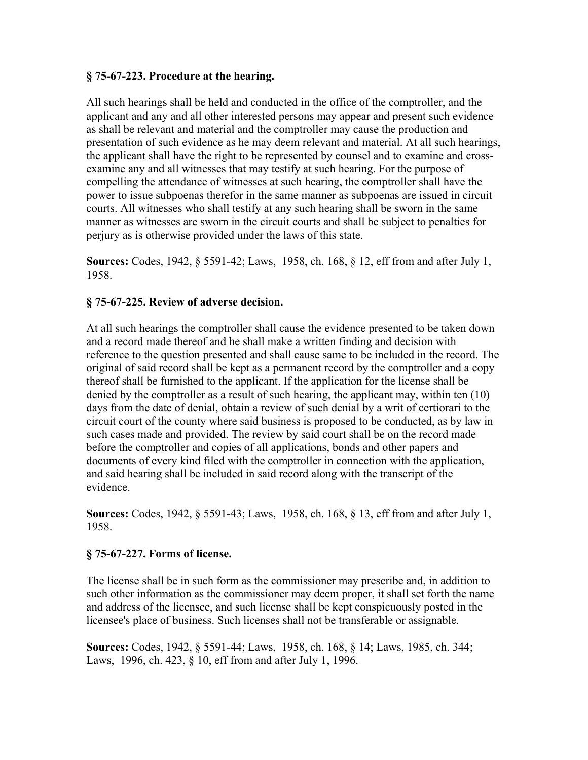**§ 75-67-223. Procedure at the hearing.**

All such hearings shall be held and conducted in the office of the comptroller, and the applicant and any and all other interested persons may appear and present such evidence as shall be relevant and material and the comptroller may cause the production and presentation of such evidence as he may deem relevant and material. At all such hearings, the applicant shall have the right to be represented by counsel and to examine and cross-examine any and all witnesses that may testify at such hearing. For the purpose of compelling the attendance of witnesses at such hearing, the comptroller shall have the power to issue subpoenas therefor in the same manner as subpoenas are issued in circuit courts. All witnesses who shall testify at any such hearing shall be sworn in the same manner as witnesses are sworn in the circuit courts and shall be subject to penalties for perjury as is otherwise provided under the laws of this state.

**Sources:** Codes, 1942, § 5591-42; Laws, 1958, ch. 168, § 12, eff from and after July 1, 1958.

**§ 75-67-225. Review of adverse decision.**

At all such hearings the comptroller shall cause the evidence presented to be taken down and a record made thereof and he shall make a written finding and decision with reference to the question presented and shall cause same to be included in the record. The original of said record shall be kept as a permanent record by the comptroller and a copy thereof shall be furnished to the applicant. If the application for the license shall be denied by the comptroller as a result of such hearing, the applicant may, within ten (10) days from the date of denial, obtain a review of such denial by a writ of certiorari to the circuit court of the county where said business is proposed to be conducted, as by law in such cases made and provided. The review by said court shall be on the record made before the comptroller and copies of all applications, bonds and other papers and documents of every kind filed with the comptroller in connection with the application, and said hearing shall be included in said record along with the transcript of the evidence.

**Sources:** Codes, 1942, § 5591-43; Laws, 1958, ch. 168, § 13, eff from and after July 1, 1958.

**§ 75-67-227. Forms of license.**

The license shall be in such form as the commissioner may prescribe and, in addition to such other information as the commissioner may deem proper, it shall set forth the name and address of the licensee, and such license shall be kept conspicuously posted in the licensee's place of business. Such licenses shall not be transferable or assignable.

**Sources:** Codes, 1942, § 5591-44; Laws, 1958, ch. 168, § 14; Laws, 1985, ch. 344; Laws, 1996, ch. 423, § 10, eff from and after July 1, 1996.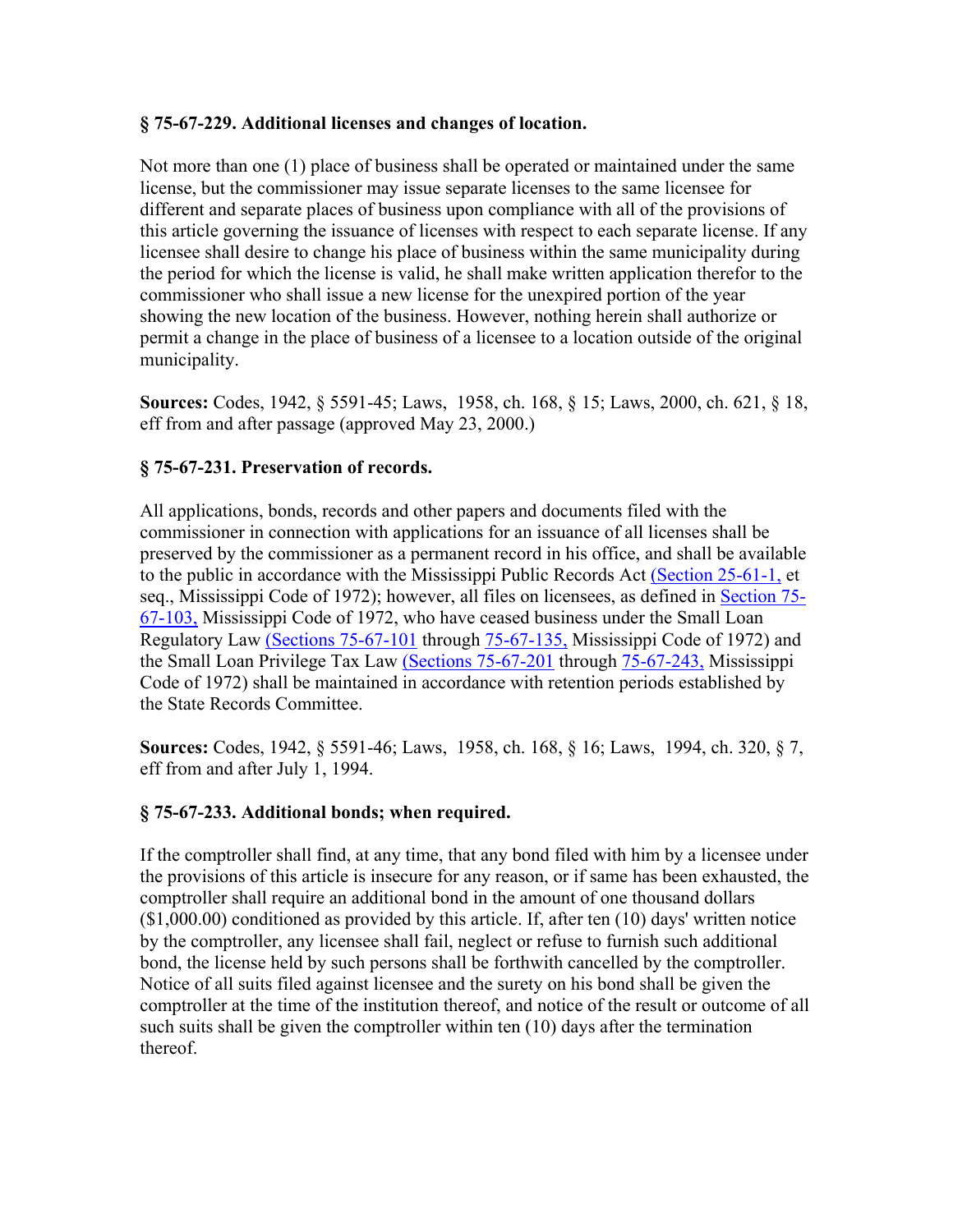**§ 75-67-229. Additional licenses and changes of location.**

Not more than one (1) place of business shall be operated or maintained under the same license, but the commissioner may issue separate licenses to the same licensee for different and separate places of business upon compliance with all of the provisions of this article governing the issuance of licenses with respect to each separate license. If any licensee shall desire to change his place of business within the same municipality during the period for which the license is valid, he shall make written application therefor to the commissioner who shall issue a new license for the unexpired portion of the year showing the new location of the business. However, nothing herein shall authorize or permit a change in the place of business of a licensee to a location outside of the original municipality.

**Sources:** Codes, 1942, § 5591-45; Laws, 1958, ch. 168, § 15; Laws, 2000, ch. 621, § 18, eff from and after passage (approved May 23, 2000.)

**§ 75-67-231. Preservation of records.**

All applications, bonds, records and other papers and documents filed with the commissioner in connection with applications for an issuance of all licenses shall be preserved by the commissioner as a permanent record in his office, and shall be available to the public in accordance with the Mississippi Public Records Act (Section 25-61-1, et seq., Mississippi Code of 1972); however, all files on licensees, as defined in Section 75-67-103, Mississippi Code of 1972, who have ceased business under the Small Loan Regulatory Law (Sections 75-67-101 through 75-67-135, Mississippi Code of 1972) and the Small Loan Privilege Tax Law (Sections 75-67-201 through 75-67-243, Mississippi Code of 1972) shall be maintained in accordance with retention periods established by the State Records Committee.

**Sources:** Codes, 1942, § 5591-46; Laws, 1958, ch. 168, § 16; Laws, 1994, ch. 320, § 7, eff from and after July 1, 1994.

**§ 75-67-233. Additional bonds; when required.**

If the comptroller shall find, at any time, that any bond filed with him by a licensee under the provisions of this article is insecure for any reason, or if same has been exhausted, the comptroller shall require an additional bond in the amount of one thousand dollars ($1,000.00) conditioned as provided by this article. If, after ten (10) days' written notice by the comptroller, any licensee shall fail, neglect or refuse to furnish such additional bond, the license held by such persons shall be forthwith cancelled by the comptroller. Notice of all suits filed against licensee and the surety on his bond shall be given the comptroller at the time of the institution thereof, and notice of the result or outcome of all such suits shall be given the comptroller within ten (10) days after the termination thereof.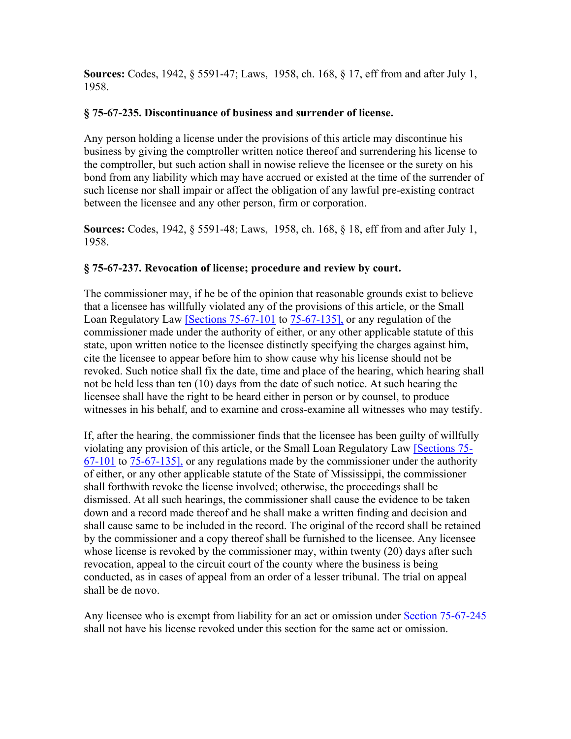**Sources:** Codes, 1942, § 5591-47; Laws, 1958, ch. 168, § 17, eff from and after July 1, 1958.

### § 75-67-235. Discontinuance of business and surrender of license.

Any person holding a license under the provisions of this article may discontinue his business by giving the comptroller written notice thereof and surrendering his license to the comptroller, but such action shall in nowise relieve the licensee or the surety on his bond from any liability which may have accrued or existed at the time of the surrender of such license nor shall impair or affect the obligation of any lawful pre-existing contract between the licensee and any other person, firm or corporation.

**Sources:** Codes, 1942, § 5591-48; Laws, 1958, ch. 168, § 18, eff from and after July 1, 1958.

### § 75-67-237. Revocation of license; procedure and review by court.

The commissioner may, if he be of the opinion that reasonable grounds exist to believe that a licensee has willfully violated any of the provisions of this article, or the Small Loan Regulatory Law [Sections 75-67-101 to 75-67-135], or any regulation of the commissioner made under the authority of either, or any other applicable statute of this state, upon written notice to the licensee distinctly specifying the charges against him, cite the licensee to appear before him to show cause why his license should not be revoked. Such notice shall fix the date, time and place of the hearing, which hearing shall not be held less than ten (10) days from the date of such notice. At such hearing the licensee shall have the right to be heard either in person or by counsel, to produce witnesses in his behalf, and to examine and cross-examine all witnesses who may testify.

If, after the hearing, the commissioner finds that the licensee has been guilty of willfully violating any provision of this article, or the Small Loan Regulatory Law [Sections 75-67-101 to 75-67-135], or any regulations made by the commissioner under the authority of either, or any other applicable statute of the State of Mississippi, the commissioner shall forthwith revoke the license involved; otherwise, the proceedings shall be dismissed. At all such hearings, the commissioner shall cause the evidence to be taken down and a record made thereof and he shall make a written finding and decision and shall cause same to be included in the record. The original of the record shall be retained by the commissioner and a copy thereof shall be furnished to the licensee. Any licensee whose license is revoked by the commissioner may, within twenty (20) days after such revocation, appeal to the circuit court of the county where the business is being conducted, as in cases of appeal from an order of a lesser tribunal. The trial on appeal shall be de novo.

Any licensee who is exempt from liability for an act or omission under Section 75-67-245 shall not have his license revoked under this section for the same act or omission.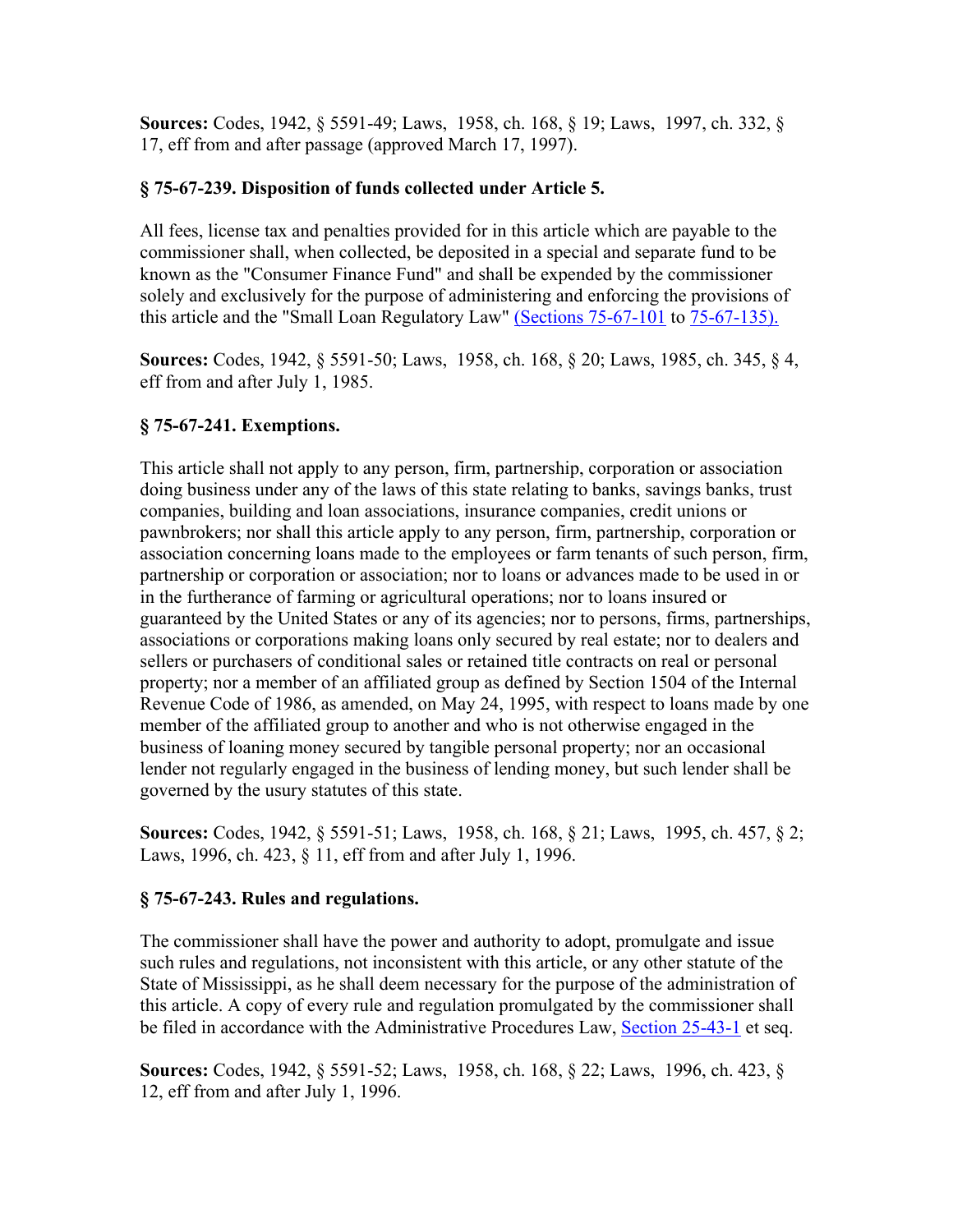**Sources:** Codes, 1942, § 5591-49; Laws, 1958, ch. 168, § 19; Laws, 1997, ch. 332, § 17, eff from and after passage (approved March 17, 1997).

### § 75-67-239. Disposition of funds collected under Article 5.

All fees, license tax and penalties provided for in this article which are payable to the commissioner shall, when collected, be deposited in a special and separate fund to be known as the "Consumer Finance Fund" and shall be expended by the commissioner solely and exclusively for the purpose of administering and enforcing the provisions of this article and the "Small Loan Regulatory Law" (Sections 75-67-101 to 75-67-135).

**Sources:** Codes, 1942, § 5591-50; Laws, 1958, ch. 168, § 20; Laws, 1985, ch. 345, § 4, eff from and after July 1, 1985.

### § 75-67-241. Exemptions.

This article shall not apply to any person, firm, partnership, corporation or association doing business under any of the laws of this state relating to banks, savings banks, trust companies, building and loan associations, insurance companies, credit unions or pawnbrokers; nor shall this article apply to any person, firm, partnership, corporation or association concerning loans made to the employees or farm tenants of such person, firm, partnership or corporation or association; nor to loans or advances made to be used in or in the furtherance of farming or agricultural operations; nor to loans insured or guaranteed by the United States or any of its agencies; nor to persons, firms, partnerships, associations or corporations making loans only secured by real estate; nor to dealers and sellers or purchasers of conditional sales or retained title contracts on real or personal property; nor a member of an affiliated group as defined by Section 1504 of the Internal Revenue Code of 1986, as amended, on May 24, 1995, with respect to loans made by one member of the affiliated group to another and who is not otherwise engaged in the business of loaning money secured by tangible personal property; nor an occasional lender not regularly engaged in the business of lending money, but such lender shall be governed by the usury statutes of this state.

**Sources:** Codes, 1942, § 5591-51; Laws, 1958, ch. 168, § 21; Laws, 1995, ch. 457, § 2; Laws, 1996, ch. 423, § 11, eff from and after July 1, 1996.

### § 75-67-243. Rules and regulations.

The commissioner shall have the power and authority to adopt, promulgate and issue such rules and regulations, not inconsistent with this article, or any other statute of the State of Mississippi, as he shall deem necessary for the purpose of the administration of this article. A copy of every rule and regulation promulgated by the commissioner shall be filed in accordance with the Administrative Procedures Law, Section 25-43-1 et seq.

**Sources:** Codes, 1942, § 5591-52; Laws, 1958, ch. 168, § 22; Laws, 1996, ch. 423, § 12, eff from and after July 1, 1996.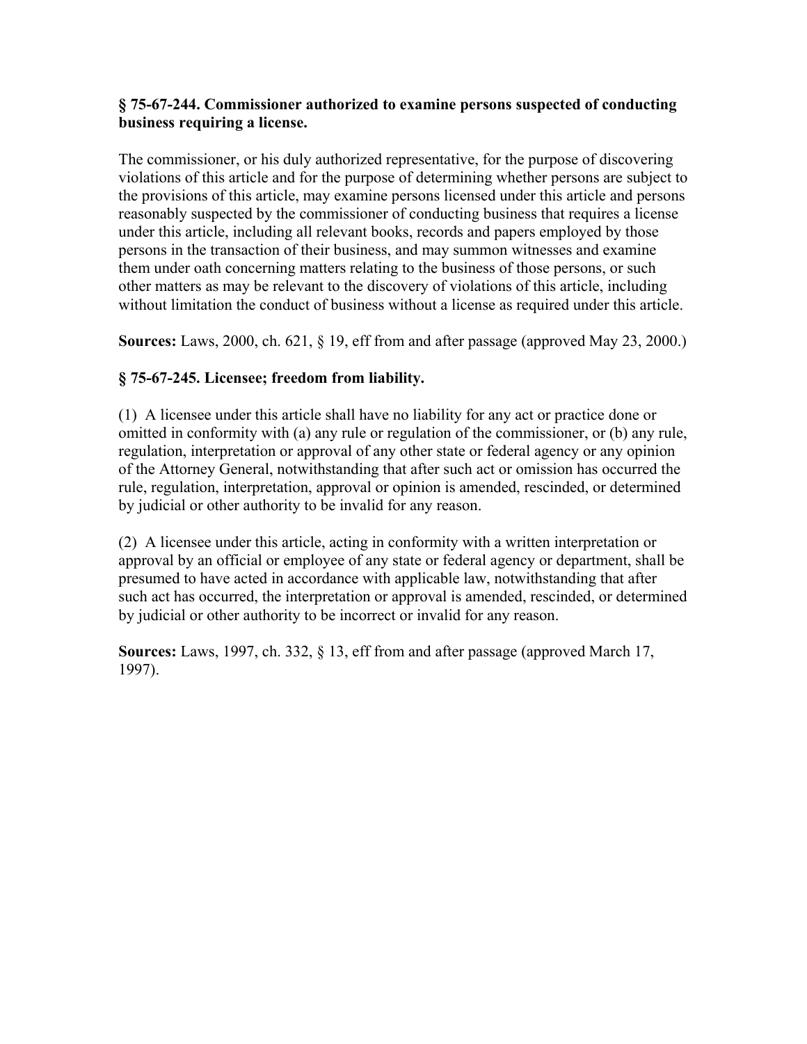**§ 75-67-244. Commissioner authorized to examine persons suspected of conducting business requiring a license.**

The commissioner, or his duly authorized representative, for the purpose of discovering violations of this article and for the purpose of determining whether persons are subject to the provisions of this article, may examine persons licensed under this article and persons reasonably suspected by the commissioner of conducting business that requires a license under this article, including all relevant books, records and papers employed by those persons in the transaction of their business, and may summon witnesses and examine them under oath concerning matters relating to the business of those persons, or such other matters as may be relevant to the discovery of violations of this article, including without limitation the conduct of business without a license as required under this article.

**Sources:** Laws, 2000, ch. 621, § 19, eff from and after passage (approved May 23, 2000.)

**§ 75-67-245. Licensee; freedom from liability.**

(1) A licensee under this article shall have no liability for any act or practice done or omitted in conformity with (a) any rule or regulation of the commissioner, or (b) any rule, regulation, interpretation or approval of any other state or federal agency or any opinion of the Attorney General, notwithstanding that after such act or omission has occurred the rule, regulation, interpretation, approval or opinion is amended, rescinded, or determined by judicial or other authority to be invalid for any reason.

(2) A licensee under this article, acting in conformity with a written interpretation or approval by an official or employee of any state or federal agency or department, shall be presumed to have acted in accordance with applicable law, notwithstanding that after such act has occurred, the interpretation or approval is amended, rescinded, or determined by judicial or other authority to be incorrect or invalid for any reason.

**Sources:** Laws, 1997, ch. 332, § 13, eff from and after passage (approved March 17, 1997).